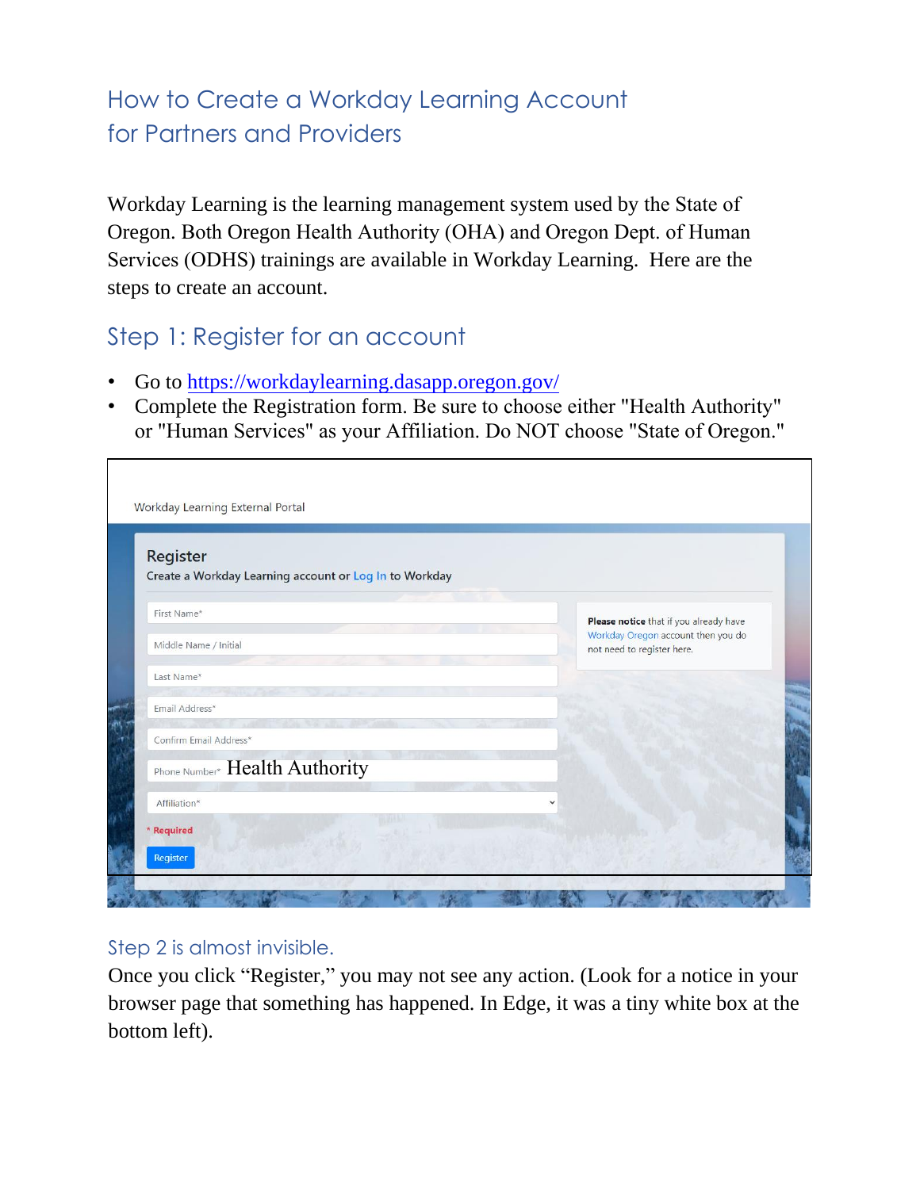# How to Create a Workday Learning Account for Partners and Providers

Workday Learning is the learning management system used by the State of Oregon. Both Oregon Health Authority (OHA) and Oregon Dept. of Human Services (ODHS) trainings are available in Workday Learning. Here are the steps to create an account.

## Step 1: Register for an account

- Go to https://workdaylearning.dasapp.oregon.gov/
- Complete the Registration form. Be sure to choose either "Health Authority" or "Human Services" as your Affiliation. Do NOT choose "State of Oregon."

Workday Learning External Portal

Register

Create a Workday Learning account or Log In to Workday

First Name*

Middle Name / Initial

Last Name*

Email Address*

Confirm Email Address*

Phone Number*

Health Authority

Affiliation*

\* Required

Register

**Please notice** that if you already have Workday Oregon account then you do not need to register here.

## Step 2 is almost invisible.

Once you click "Register," you may not see any action. (Look for a notice in your browser page that something has happened. In Edge, it was a tiny white box at the bottom left).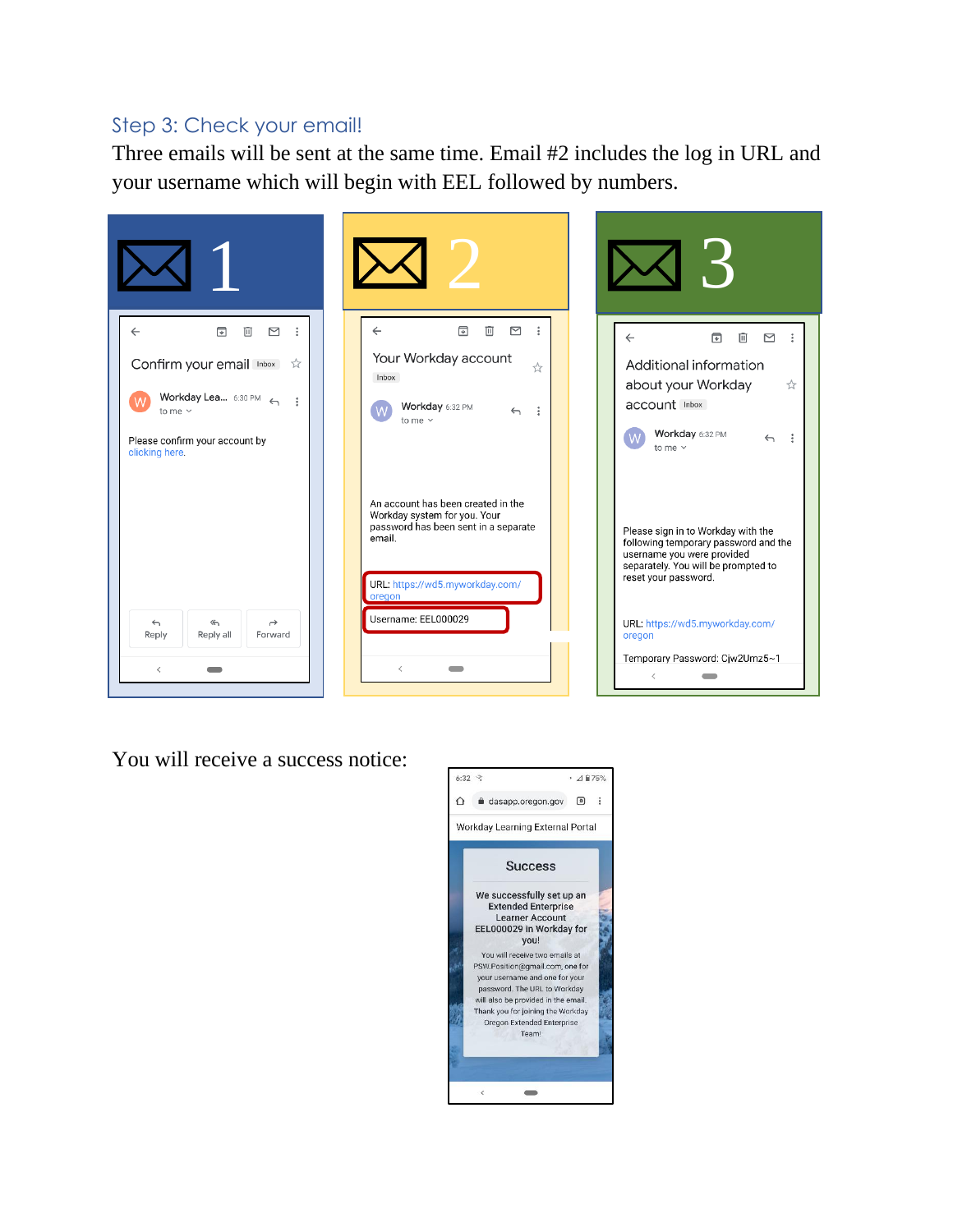## Step 3: Check your email!

Three emails will be sent at the same time. Email #2 includes the log in URL and your username which will begin with EEL followed by numbers.

**1**

Confirm your email Inbox

Workday Lea... 6:30 PM
to me

Please confirm your account by clicking here.

Reply | Reply all | Forward

**2**

Your Workday account Inbox

Workday 6:32 PM
to me

An account has been created in the Workday system for you. Your password has been sent in a separate email.

URL: https://wd5.myworkday.com/oregon

Username: EEL000029

**3**

Additional information about your Workday account Inbox

Workday 6:32 PM
to me

Please sign in to Workday with the following temporary password and the username you were provided separately. You will be prompted to reset your password.

URL: https://wd5.myworkday.com/oregon

Temporary Password: Cjw2Umz5~1

You will receive a success notice:

6:32 75%

dasapp.oregon.gov

Workday Learning External Portal

**Success**

We successfully set up an Extended Enterprise Learner Account EEL000029 in Workday for you!

You will receive two emails at PSW.Position@gmail.com, one for your username and one for your password. The URL to Workday will also be provided in the email. Thank you for joining the Workday Oregon Extended Enterprise Team!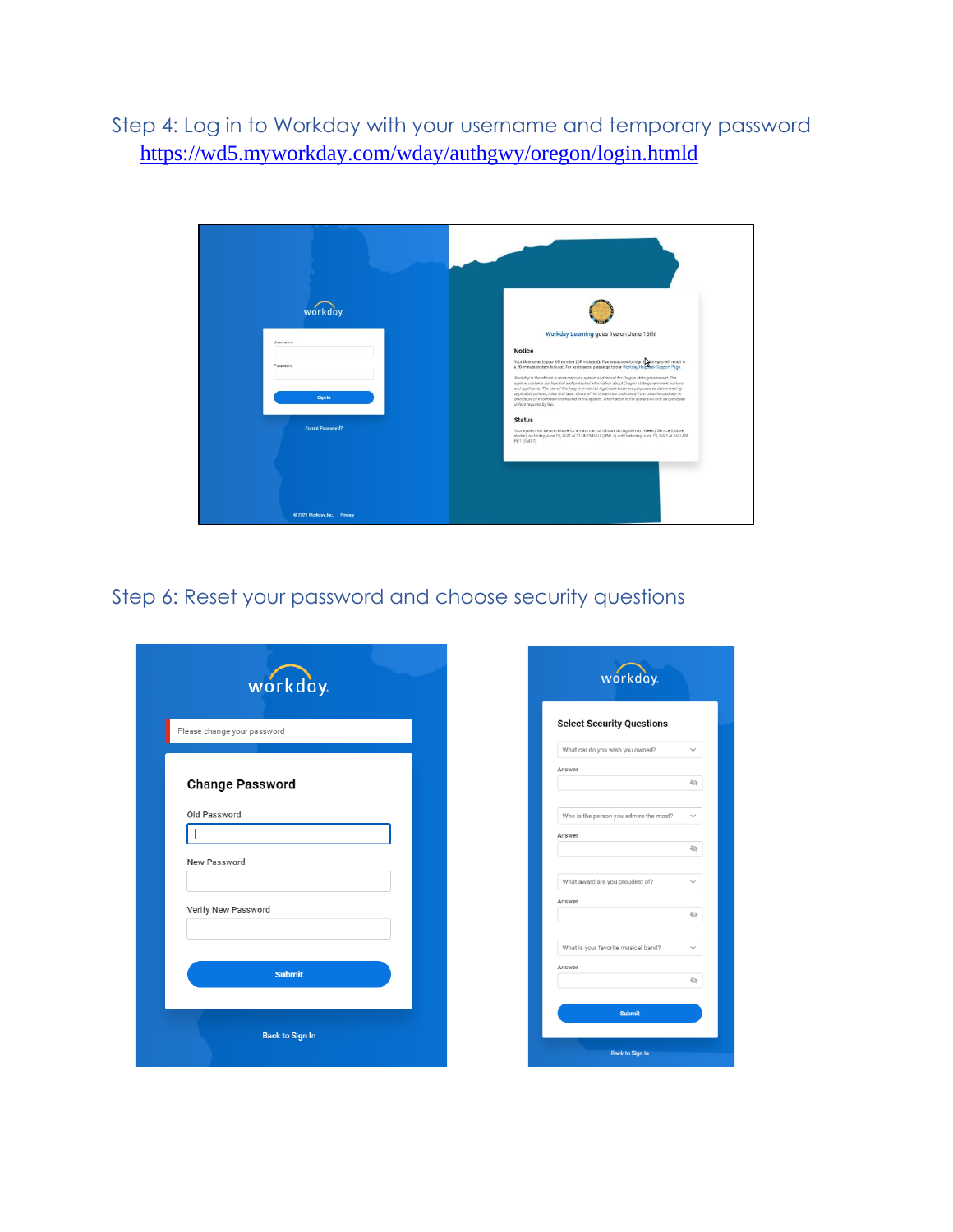## Step 4: Log in to Workday with your username and temporary password

[https://wd5.myworkday.com/wday/authgwy/oregon/login.htmld](https://wd5.myworkday.com/wday/authgwy/oregon/login.htmld)

## Step 6: Reset your password and choose security questions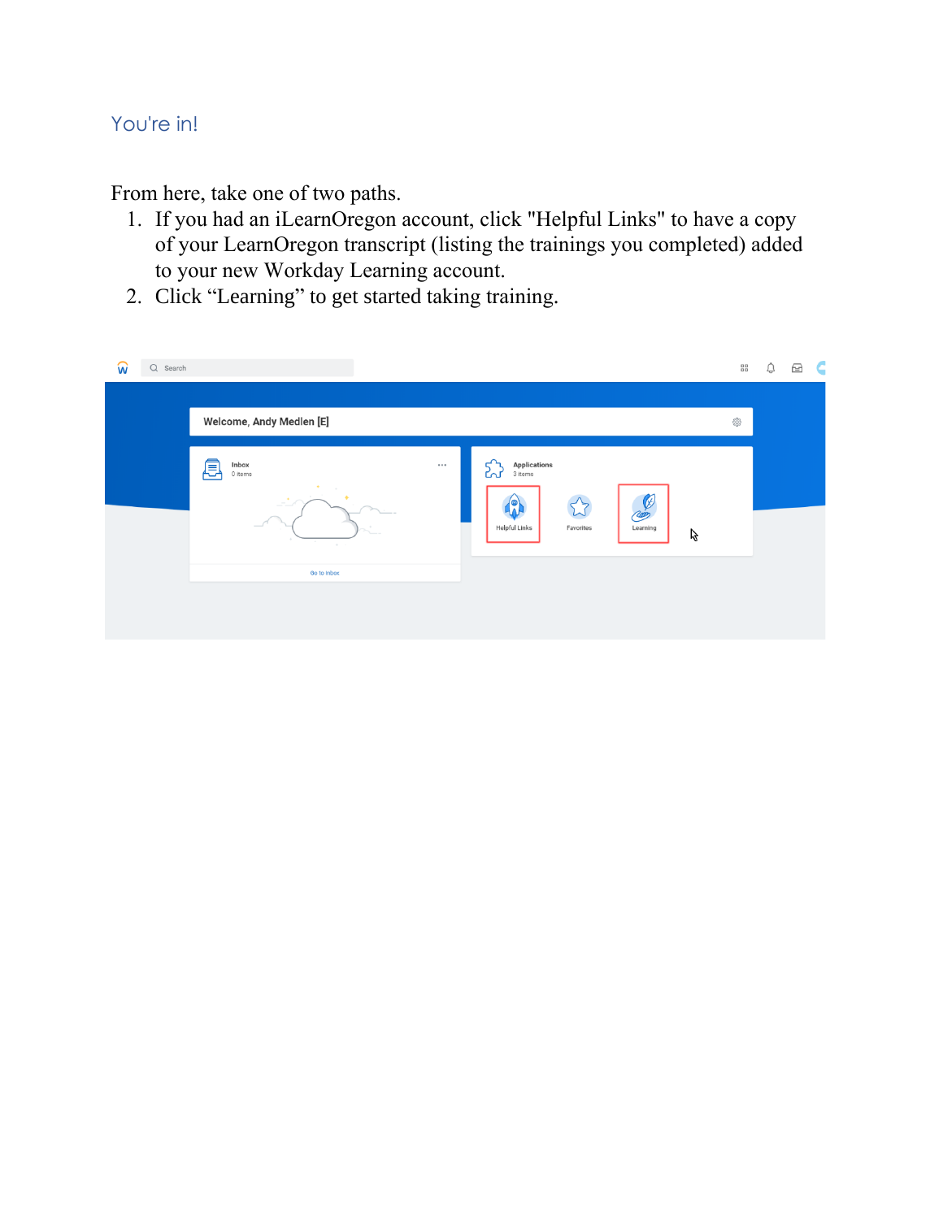## You're in!

From here, take one of two paths.

1. If you had an iLearnOregon account, click "Helpful Links" to have a copy of your LearnOregon transcript (listing the trainings you completed) added to your new Workday Learning account.
2. Click "Learning" to get started taking training.